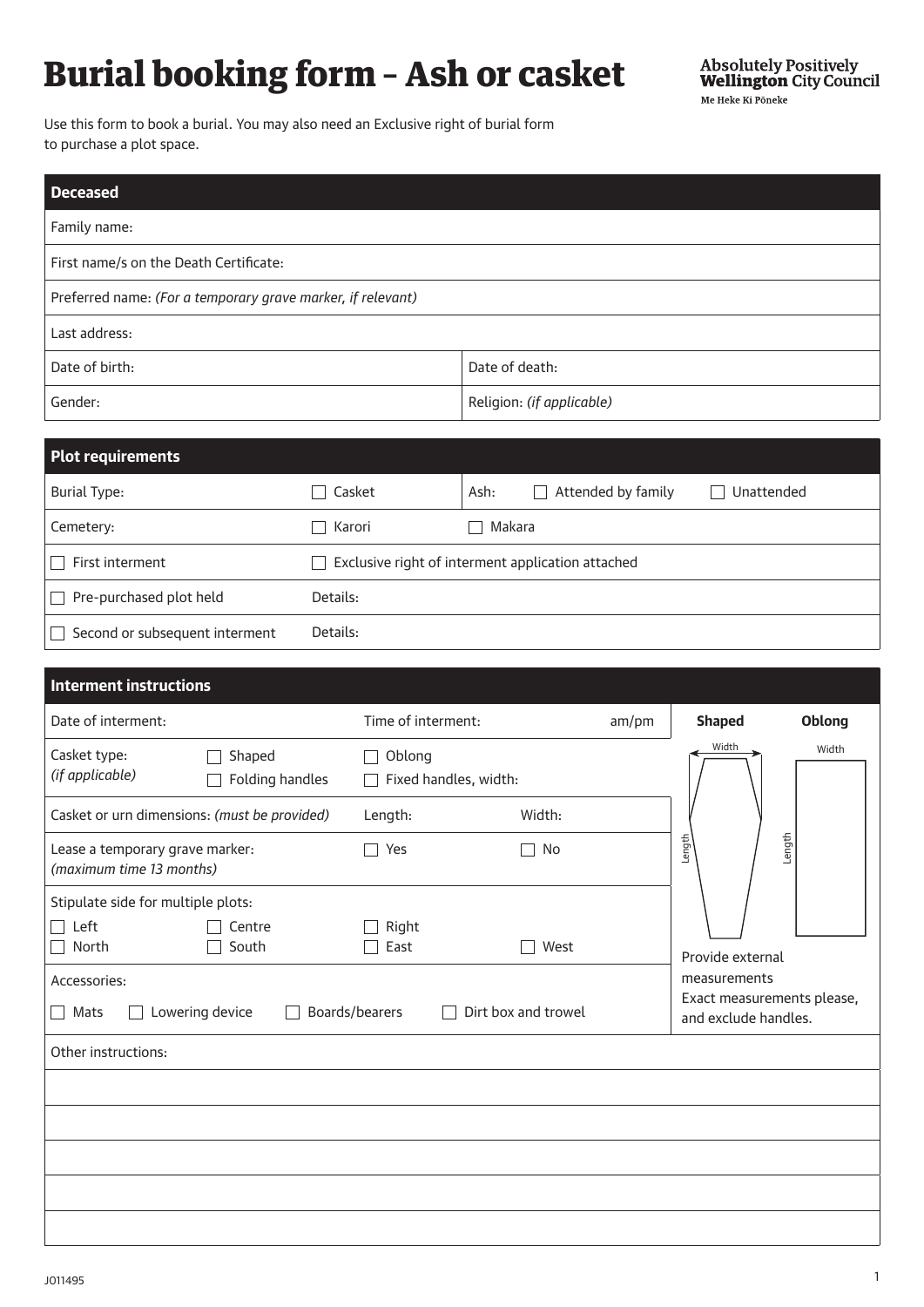# Burial booking form – Ash or casket

**Absolutely Positively Wellington City Council**
Me Heke Ki Pōneke

Use this form to book a burial. You may also need an Exclusive right of burial form to purchase a plot space.

| **Deceased** | |
|---|---|
| Family name: | |
| First name/s on the Death Certificate: | |
| Preferred name: *(For a temporary grave marker, if relevant)* | |
| Last address: | |
| Date of birth: | Date of death: |
| Gender: | Religion: *(if applicable)* |

| **Plot requirements** | | | | |
|---|---|---|---|---|
| Burial Type: | ☐ Casket | Ash: | ☐ Attended by family | ☐ Unattended |
| Cemetery: | ☐ Karori | ☐ Makara | | |
| ☐ First interment | ☐ Exclusive right of interment application attached | | | |
| ☐ Pre-purchased plot held | Details: | | | |
| ☐ Second or subsequent interment | Details: | | | |

| **Interment instructions** | | | | |
|---|---|---|---|---|
| Date of interment: | | Time of interment: | am/pm | |
| Casket type: *(if applicable)* | ☐ Shaped ☐ Folding handles | ☐ Oblong ☐ Fixed handles, width: | | |
| Casket or urn dimensions: *(must be provided)* | | Length: | Width: | |
| Lease a temporary grave marker: *(maximum time 13 months)* | | ☐ Yes | ☐ No | |
| Stipulate side for multiple plots: ☐ Left ☐ North | ☐ Centre ☐ South | ☐ Right ☐ East | ☐ West | |
| Accessories: ☐ Mats | ☐ Lowering device | ☐ Boards/bearers | ☐ Dirt box and trowel | |

**Shaped** | **Oblong** (Width / Length)

Provide external measurements
Exact measurements please, and exclude handles.

| Other instructions: |
|---|
| |
| |
| |
| |
| |

J011495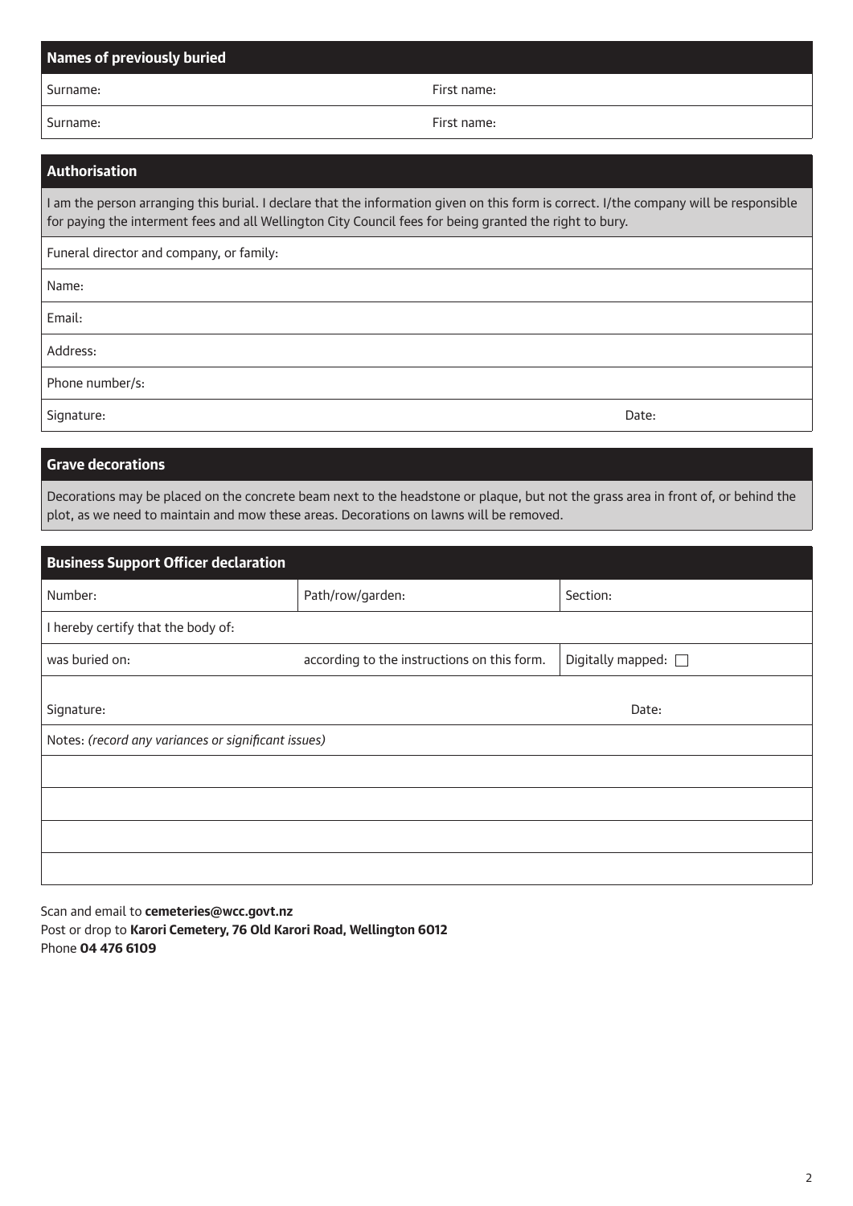## Names of previously buried

| | |
|---|---|
| Surname: | First name: |
| Surname: | First name: |

## Authorisation

I am the person arranging this burial. I declare that the information given on this form is correct. I/the company will be responsible for paying the interment fees and all Wellington City Council fees for being granted the right to bury.

| | |
|---|---|
| Funeral director and company, or family: | |
| Name: | |
| Email: | |
| Address: | |
| Phone number/s: | |
| Signature: | Date: |

## Grave decorations

Decorations may be placed on the concrete beam next to the headstone or plaque, but not the grass area in front of, or behind the plot, as we need to maintain and mow these areas. Decorations on lawns will be removed.

## Business Support Officer declaration

| | | |
|---|---|---|
| Number: | Path/row/garden: | Section: |
| I hereby certify that the body of: | | |
| was buried on: | according to the instructions on this form. | Digitally mapped: ☐ |
| Signature: | | Date: |
| Notes: *(record any variances or significant issues)* | | |
| | | |
| | | |
| | | |
| | | |

Scan and email to **cemeteries@wcc.govt.nz**
Post or drop to **Karori Cemetery, 76 Old Karori Road, Wellington 6012**
Phone **04 476 6109**